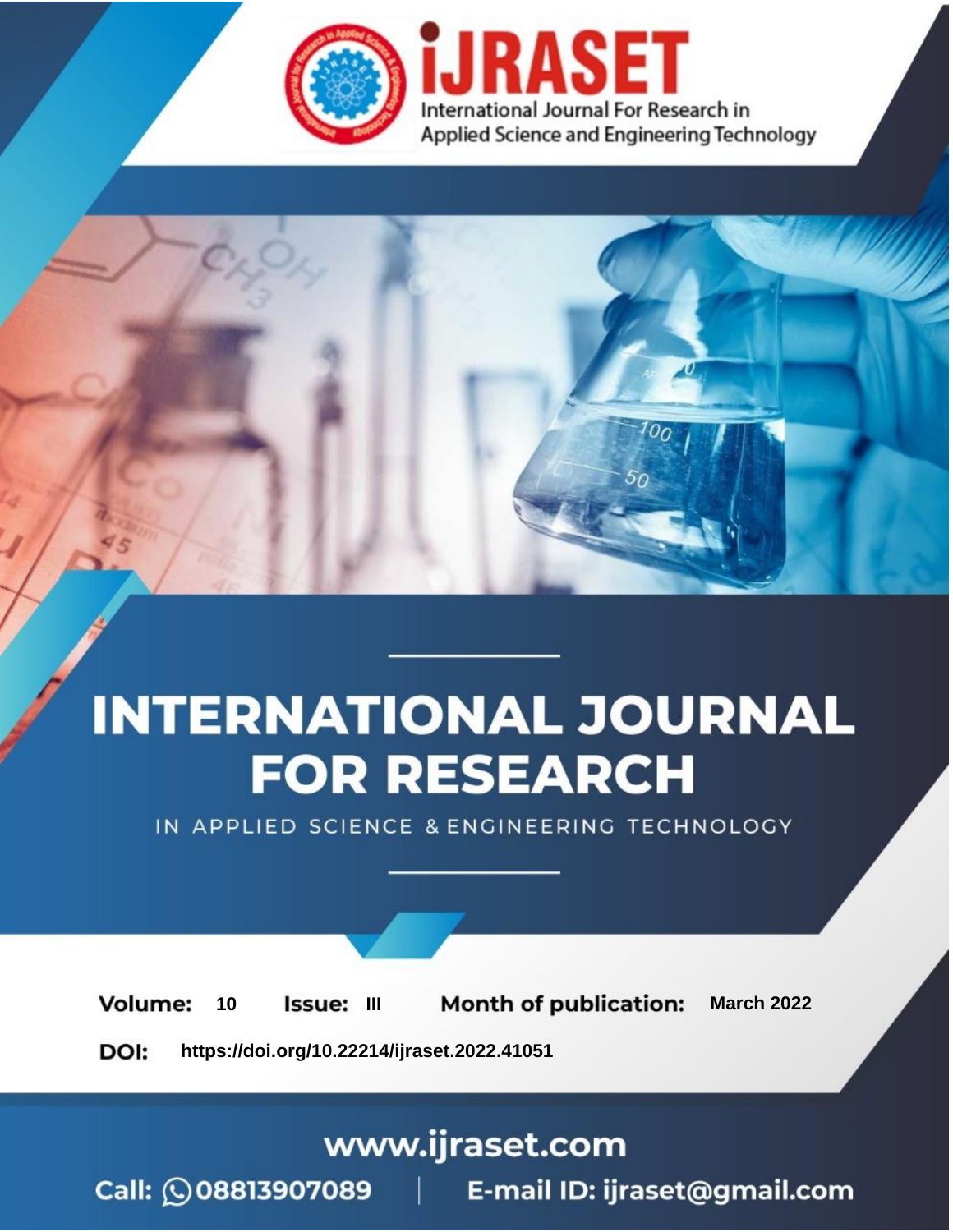iJRASET

International Journal For Research in Applied Science and Engineering Technology

# INTERNATIONAL JOURNAL FOR RESEARCH

IN APPLIED SCIENCE & ENGINEERING TECHNOLOGY

**Volume:** 10 **Issue:** III **Month of publication:** March 2022

**DOI:** https://doi.org/10.22214/ijraset.2022.41051

www.ijraset.com

Call: 08813907089 | E-mail ID: ijraset@gmail.com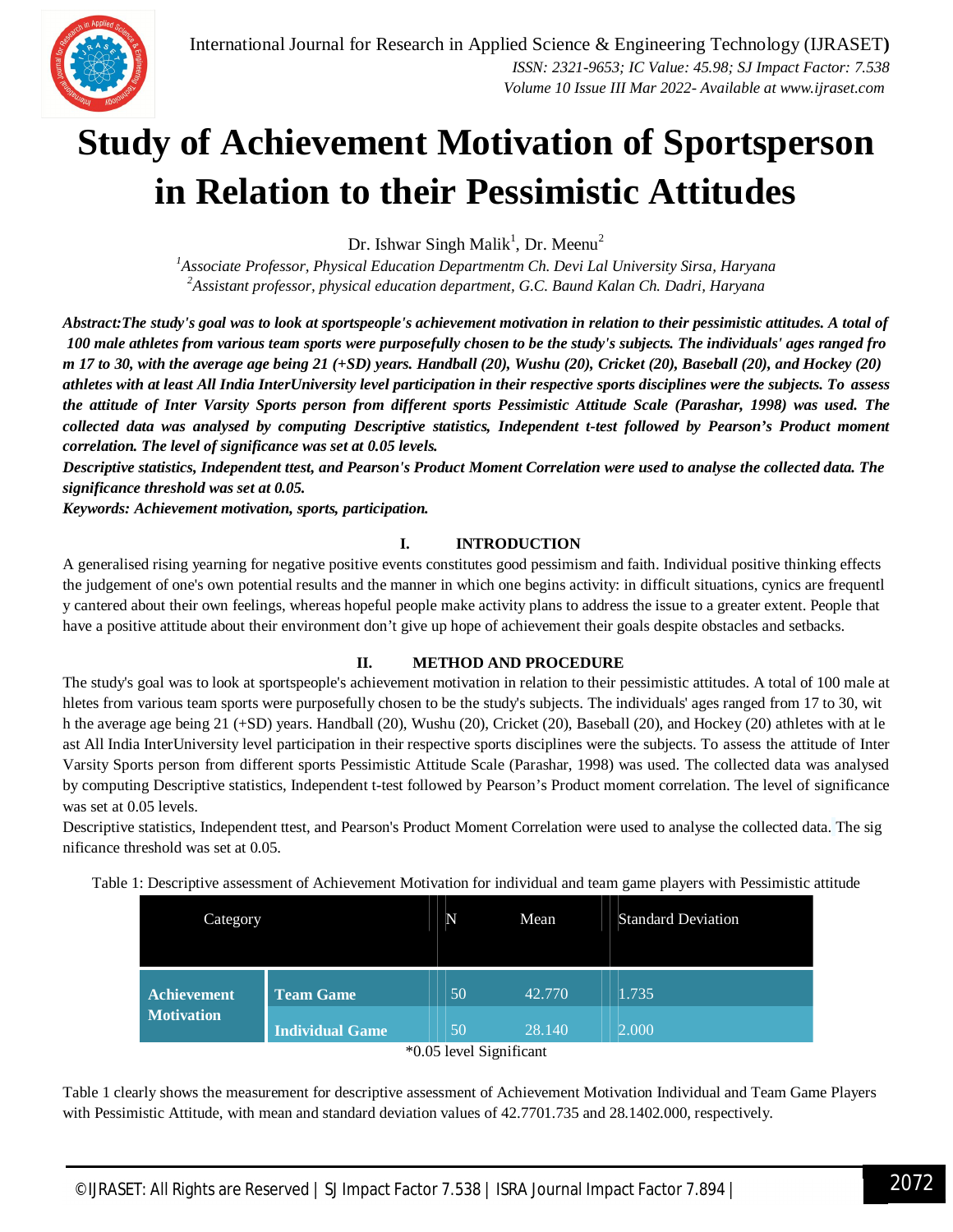# Study of Achievement Motivation of Sportsperson in Relation to their Pessimistic Attitudes

Dr. Ishwar Singh Malik[1], Dr. Meenu[2]

[1]Associate Professor, Physical Education Departmentm Ch. Devi Lal University Sirsa, Haryana
[2]Assistant professor, physical education department, G.C. Baund Kalan Ch. Dadri, Haryana

***Abstract:The study's goal was to look at sportspeople's achievement motivation in relation to their pessimistic attitudes. A total of 100 male athletes from various team sports were purposefully chosen to be the study's subjects. The individuals' ages ranged fro m 17 to 30, with the average age being 21 (+SD) years. Handball (20), Wushu (20), Cricket (20), Baseball (20), and Hockey (20) athletes with at least All India InterUniversity level participation in their respective sports disciplines were the subjects. To assess the attitude of Inter Varsity Sports person from different sports Pessimistic Attitude Scale (Parashar, 1998) was used. The collected data was analysed by computing Descriptive statistics, Independent t-test followed by Pearson's Product moment correlation. The level of significance was set at 0.05 levels.***

***Descriptive statistics, Independent ttest, and Pearson's Product Moment Correlation were used to analyse the collected data. The significance threshold was set at 0.05.***

***Keywords: Achievement motivation, sports, participation.***

## I. INTRODUCTION

A generalised rising yearning for negative positive events constitutes good pessimism and faith. Individual positive thinking effects the judgement of one's own potential results and the manner in which one begins activity: in difficult situations, cynics are frequentl y cantered about their own feelings, whereas hopeful people make activity plans to address the issue to a greater extent. People that have a positive attitude about their environment don't give up hope of achievement their goals despite obstacles and setbacks.

## II. METHOD AND PROCEDURE

The study's goal was to look at sportspeople's achievement motivation in relation to their pessimistic attitudes. A total of 100 male at hletes from various team sports were purposefully chosen to be the study's subjects. The individuals' ages ranged from 17 to 30, wit h the average age being 21 (+SD) years. Handball (20), Wushu (20), Cricket (20), Baseball (20), and Hockey (20) athletes with at le ast All India InterUniversity level participation in their respective sports disciplines were the subjects. To assess the attitude of Inter Varsity Sports person from different sports Pessimistic Attitude Scale (Parashar, 1998) was used. The collected data was analysed by computing Descriptive statistics, Independent t-test followed by Pearson's Product moment correlation. The level of significance was set at 0.05 levels.

Descriptive statistics, Independent ttest, and Pearson's Product Moment Correlation were used to analyse the collected data. The sig nificance threshold was set at 0.05.

Table 1: Descriptive assessment of Achievement Motivation for individual and team game players with Pessimistic attitude

| Category | | N | Mean | Standard Deviation |
|---|---|---|---|---|
| **Achievement Motivation** | **Team Game** | 50 | 42.770 | 1.735 |
| | **Individual Game** | 50 | 28.140 | 2.000 |

*0.05 level Significant

Table 1 clearly shows the measurement for descriptive assessment of Achievement Motivation Individual and Team Game Players with Pessimistic Attitude, with mean and standard deviation values of 42.7701.735 and 28.1402.000, respectively.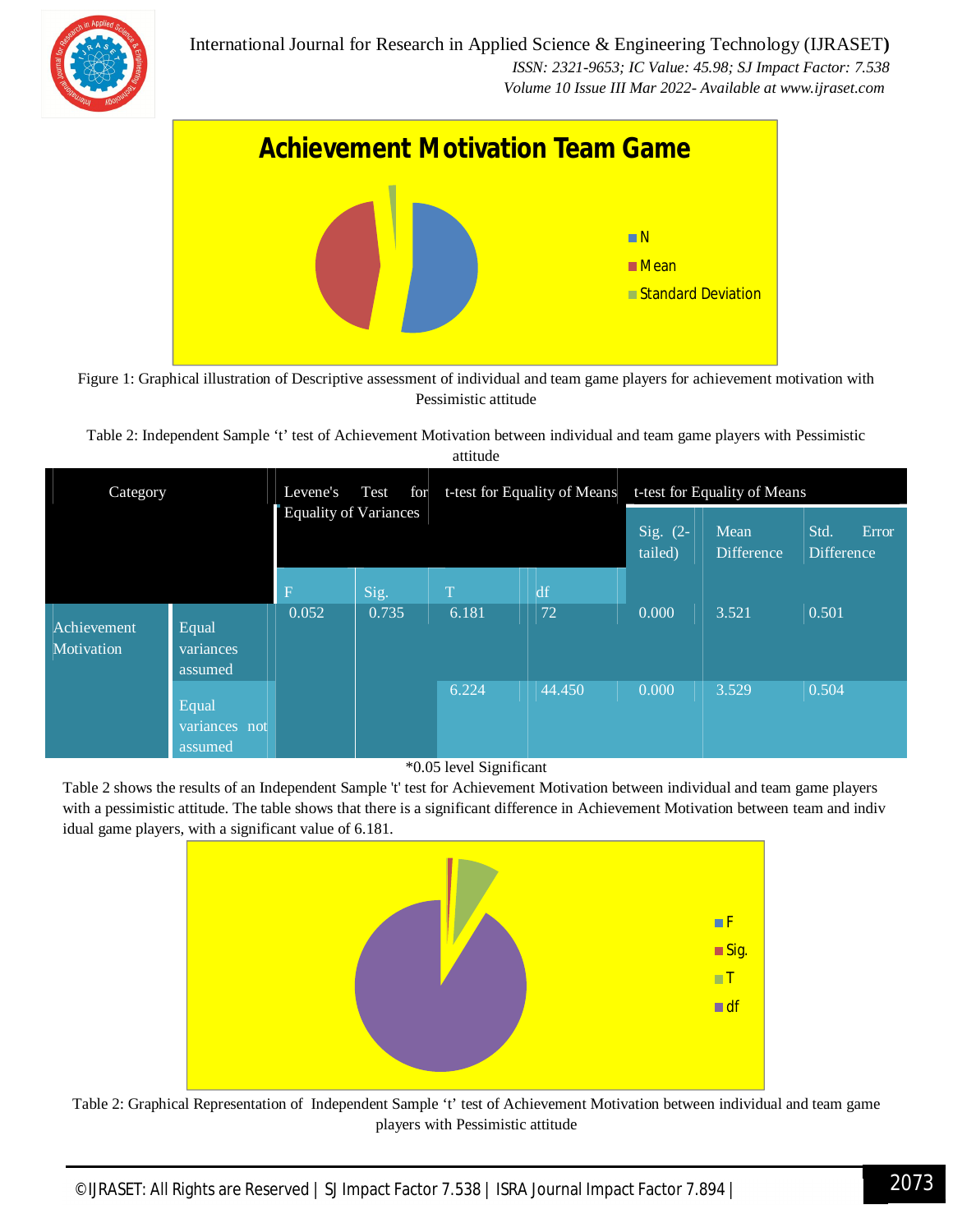Figure 1: Graphical illustration of Descriptive assessment of individual and team game players for achievement motivation with Pessimistic attitude

Table 2: Independent Sample 't' test of Achievement Motivation between individual and team game players with Pessimistic attitude

| Category | | Levene's Test for Equality of Variances | | t-test for Equality of Means | | t-test for Equality of Means | | |
|---|---|---|---|---|---|---|---|---|
| | | F | Sig. | T | df | Sig. (2-tailed) | Mean Difference | Std. Error Difference |
| Achievement Motivation | Equal variances assumed | 0.052 | 0.735 | 6.181 | 72 | 0.000 | 3.521 | 0.501 |
| | Equal variances not assumed | | | 6.224 | 44.450 | 0.000 | 3.529 | 0.504 |

*0.05 level Significant

Table 2 shows the results of an Independent Sample 't' test for Achievement Motivation between individual and team game players with a pessimistic attitude. The table shows that there is a significant difference in Achievement Motivation between team and indiv idual game players, with a significant value of 6.181.

Table 2: Graphical Representation of Independent Sample 't' test of Achievement Motivation between individual and team game players with Pessimistic attitude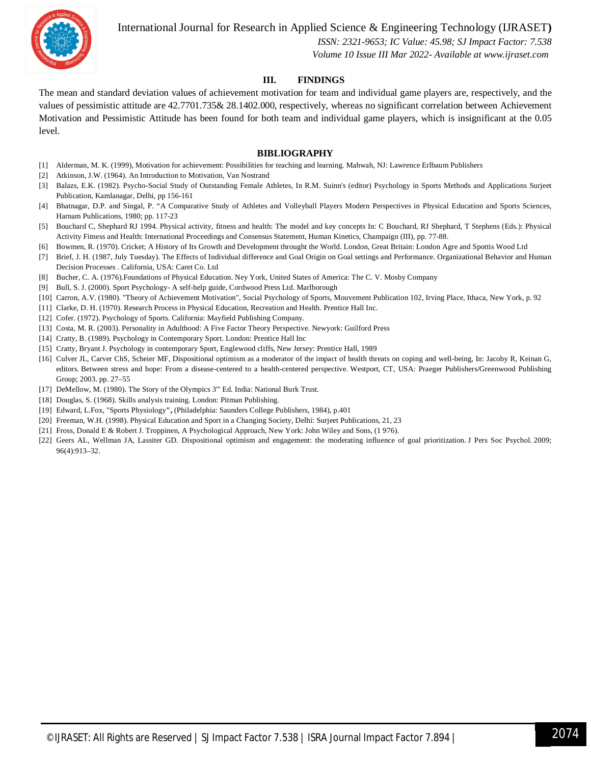## III. FINDINGS

The mean and standard deviation values of achievement motivation for team and individual game players are, respectively, and the values of pessimistic attitude are 42.7701.735& 28.1402.000, respectively, whereas no significant correlation between Achievement Motivation and Pessimistic Attitude has been found for both team and individual game players, which is insignificant at the 0.05 level.

## BIBLIOGRAPHY

[1] Alderman, M. K. (1999), Motivation for achievement: Possibilities for teaching and learning. Mahwah, NJ: Lawrence Erlbaum Publishers

[2] Atkinson, J.W. (1964). An Introduction to Motivation, Van Nostrand

[3] Balazs, E.K. (1982). Psycho-Social Study of Outstanding Female Athletes, In R.M. Suinn's (editor) Psychology in Sports Methods and Applications Surjeet Publication, Kamlanagar, Delhi, pp 156-161

[4] Bhatnagar, D.P. and Singal, P. "A Comparative Study of Athletes and Volleyball Players Modern Perspectives in Physical Education and Sports Sciences, Harnam Publications, 1980; pp. 117-23

[5] Bouchard C, Shephard RJ 1994. Physical activity, fitness and health: The model and key concepts In: C Bouchard, RJ Shephard, T Stephens (Eds.): Physical Activity Fitness and Health: International Proceedings and Consensus Statement, Human Kinetics, Champaign (III), pp. 77-88.

[6] Bowmen, R. (1970). Cricket; A History of Its Growth and Development throught the World. London, Great Britain: London Agre and Spottis Wood Ltd

[7] Brief, J. H. (1987, July Tuesday). The Effects of Individual difference and Goal Origin on Goal settings and Performance. Organizational Behavior and Human Decision Processes . California, USA: Caret Co. Ltd

[8] Bucher, C. A. (1976).Foundations of Physical Education. Ney York, United States of America: The C. V. Mosby Company

[9] Bull, S. J. (2000). Sport Psychology- A self-help guide, Cordwood Press Ltd. Marlborough

[10] Carron, A.V. (1980). "Theory of Achievement Motivation", Social Psychology of Sports, Mouvement Publication 102, Irving Place, Ithaca, New York, p. 92

[11] Clarke, D. H. (1970). Research Process in Physical Education, Recreation and Health. Prentice Hall Inc.

[12] Cofer. (1972). Psychology of Sports. California: Mayfield Publishing Company.

[13] Costa, M. R. (2003). Personality in Adulthood: A Five Factor Theory Perspective. Newyork: Guilford Press

[14] Cratty, B. (1989). Psychology in Contemporary Sport. London: Prentice Hall Inc

[15] Cratty, Bryant J. Psychology in contemporary Sport, Englewood cliffs, New Jersey: Prentice Hall, 1989

[16] Culver JL, Carver ChS, Scheier MF, Dispositional optimism as a moderator of the impact of health threats on coping and well-being, In: Jacoby R, Keinan G, editors. Between stress and hope: From a disease-centered to a health-centered perspective. Westport, CT, USA: Praeger Publishers/Greenwood Publishing Group; 2003. pp. 27–55

[17] DeMellow, M. (1980). The Story of the Olympics 3'" Ed. India: National Burk Trust.

[18] Douglas, S. (1968). Skills analysis training. London: Pitman Publishing.

[19] Edward, L.Fox, "Sports Physiology", (Philadelphia: Saunders College Publishers, 1984), p.401

[20] Freeman, W.H. (1998). Physical Education and Sport in a Changing Society, Delhi: Surjeet Publications, 21, 23

[21] Fross, Donald E & Robert J. Troppinen, A Psychological Approach, New York: John Wiley and Sons, (1 976).

[22] Geers AL, Wellman JA, Lassiter GD. Dispositional optimism and engagement: the moderating influence of goal prioritization. J Pers Soc Psychol. 2009; 96(4):913–32.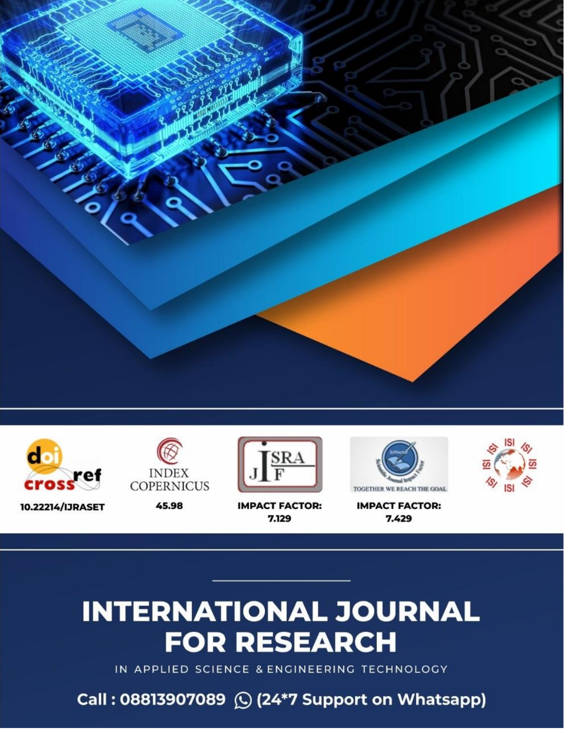10.22214/IJRASET

INDEX COPERNICUS

45.98

IMPACT FACTOR: 7.129

IMPACT FACTOR: 7.429

TOGETHER WE REACH THE GOAL

# INTERNATIONAL JOURNAL FOR RESEARCH

IN APPLIED SCIENCE & ENGINEERING TECHNOLOGY

Call : 08813907089 (24*7 Support on Whatsapp)